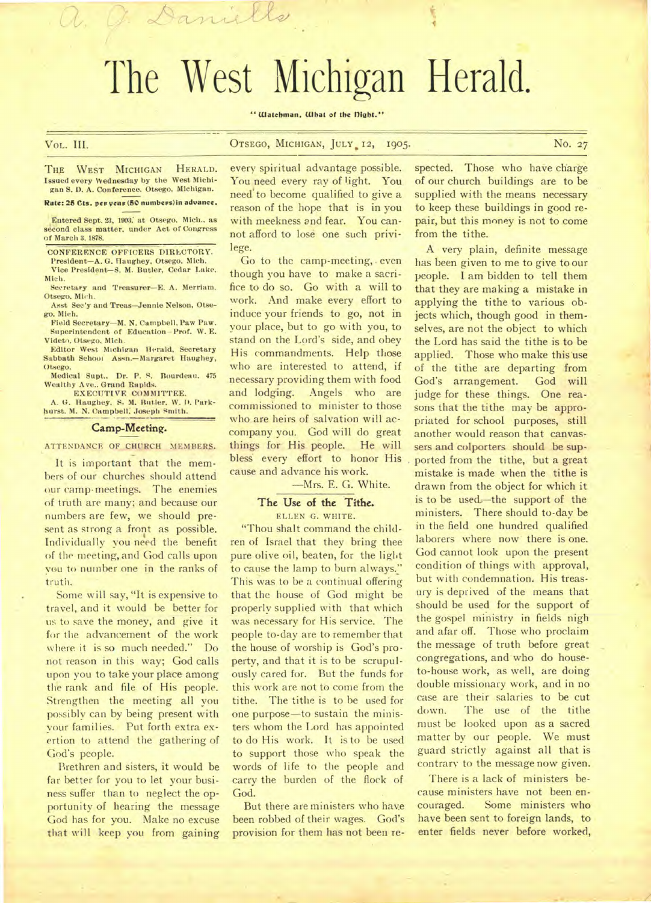A. J. Daniells

# The West Michigan Herald.

"Watchman, What of the Night."

VOL. III. OTSEGO, MICHIGAN, JULY 12, 1905. No. 27

THE WEST MICHIGAN HERALD. Issued every Wednesday by the West Michigan S. D. A. Conference. Otsego, Michigan.

**Rate: 25 Cts. per year (50 numbers) in advance.**

Entered Sept. 23, 1903, at Otsego, Mich., as second class matter, under Act of Congress of March 3, 1878.

CONFERENCE OFFICERS DIRECTORY.

President—A. G. Haughey, Otsego. Mich.

Vice President—S. M. Butler, Cedar Lake, Mich.

Secretary and Treasurer—E. A. Merriam, Otsego, Mich.

Asst Sec'y and Treas—Jennie Nelson, Otsego, Mich.

Field Secretary—M. N. Campbell, Paw Paw.

Superintendent of Education—Prof. W. E. Videto, Otsego, Mich.

Editor West Michigan Herald, Secretary Sabbath School Assn.—Margaret Haughey, Otsego.

Medical Supt., Dr. P. S. Bourdeau, 475 Wealthy Ave., Grand Rapids.

EXECUTIVE COMMITTEE.

A. G. Haughey, S. M. Butler, W. D. Parkhurst, M. N. Campbell, Joseph Smith.

## Camp-Meeting.

ATTENDANCE OF CHURCH MEMBERS.

It is important that the members of our churches should attend our camp-meetings. The enemies of truth are many; and because our numbers are few, we should present as strong a front as possible. Individually you need the benefit of the meeting, and God calls upon you to number one in the ranks of truth.

Some will say, "It is expensive to travel, and it would be better for us to save the money, and give it for the advancement of the work where it is so much needed." Do not reason in this way; God calls upon you to take your place among the rank and file of His people. Strengthen the meeting all you possibly can by being present with your families. Put forth extra exertion to attend the gathering of God's people.

Brethren and sisters, it would be far better for you to let your business suffer than to neglect the opportunity of hearing the message God has for you. Make no excuse that will keep you from gaining every spiritual advantage possible. You need every ray of light. You need to become qualified to give a reason of the hope that is in you with meekness and fear. You cannot afford to lose one such privilege.

Go to the camp-meeting, even though you have to make a sacrifice to do so. Go with a will to work. And make every effort to induce your friends to go, not in your place, but to go with you, to stand on the Lord's side, and obey His commandments. Help those who are interested to attend, if necessary providing them with food and lodging. Angels who are commissioned to minister to those who are heirs of salvation will accompany you. God will do great things for His people. He will bless every effort to honor His cause and advance his work.

—Mrs. E. G. White.

## The Use of the Tithe.

ELLEN G. WHITE.

"Thou shalt command the children of Israel that they bring thee pure olive oil, beaten, for the light to cause the lamp to burn always." This was to be a continual offering that the house of God might be properly supplied with that which was necessary for His service. The people to-day are to remember that the house of worship is God's property, and that it is to be scrupulously cared for. But the funds for this work are not to come from the tithe. The tithe is to be used for one purpose—to sustain the ministers whom the Lord has appointed to do His work. It is to be used to support those who speak the words of life to the people and carry the burden of the flock of God.

But there are ministers who have been robbed of their wages. God's provision for them has not been respected. Those who have charge of our church buildings are to be supplied with the means necessary to keep these buildings in good repair, but this money is not to come from the tithe.

A very plain, definite message has been given to me to give to our people. I am bidden to tell them that they are making a mistake in applying the tithe to various objects which, though good in themselves, are not the object to which the Lord has said the tithe is to be applied. Those who make this use of the tithe are departing from God's arrangement. God will judge for these things. One reasons that the tithe may be appropriated for school purposes, still another would reason that canvassers and colporters should be supported from the tithe, but a great mistake is made when the tithe is drawn from the object for which it is to be used—the support of the ministers. There should to-day be in the field one hundred qualified laborers where now there is one. God cannot look upon the present condition of things with approval, but with condemnation. His treasury is deprived of the means that should be used for the support of the gospel ministry in fields nigh and afar off. Those who proclaim the message of truth before great congregations, and who do house-to-house work, as well, are doing double missionary work, and in no case are their salaries to be cut down. The use of the tithe must be looked upon as a sacred matter by our people. We must guard strictly against all that is contrary to the message now given.

There is a lack of ministers because ministers have not been encouraged. Some ministers who have been sent to foreign lands, to enter fields never before worked,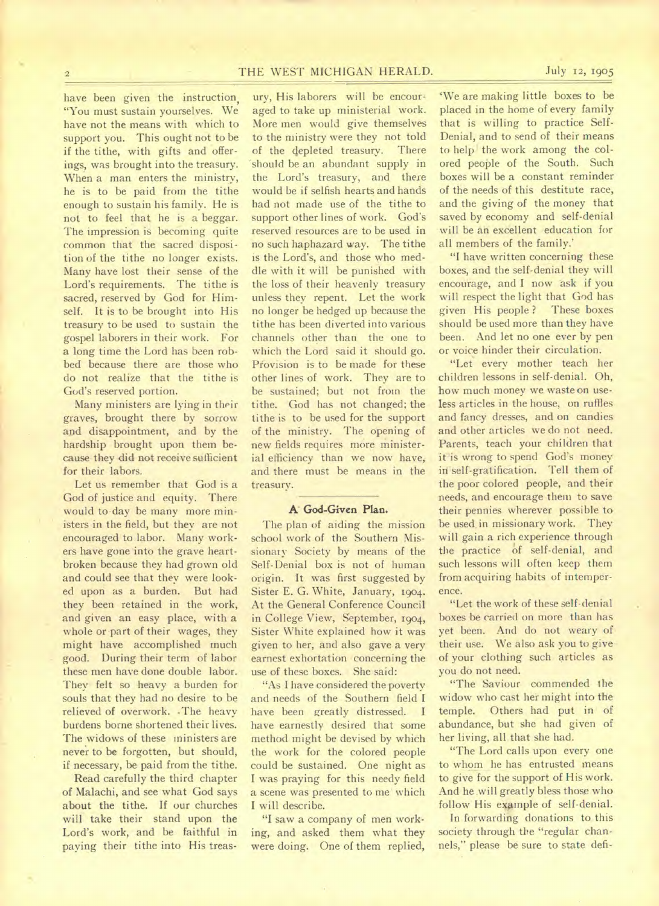have been given the instruction, "You must sustain yourselves. We have not the means with which to support you. This ought not to be if the tithe, with gifts and offerings, was brought into the treasury. When a man enters the ministry, he is to be paid from the tithe enough to sustain his family. He is not to feel that he is a beggar. The impression is becoming quite common that the sacred disposition of the tithe no longer exists. Many have lost their sense of the Lord's requirements. The tithe is sacred, reserved by God for Himself. It is to be brought into His treasury to be used to sustain the gospel laborers in their work. For a long time the Lord has been robbed because there are those who do not realize that the tithe is God's reserved portion.

Many ministers are lying in their graves, brought there by sorrow and disappointment, and by the hardship brought upon them because they did not receive sufficient for their labors.

Let us remember that God is a God of justice and equity. There would to-day be many more ministers in the field, but they are not encouraged to labor. Many workers have gone into the grave heartbroken because they had grown old and could see that they were looked upon as a burden. But had they been retained in the work, and given an easy place, with a whole or part of their wages, they might have accomplished much good. During their term of labor these men have done double labor. They felt so heavy a burden for souls that they had no desire to be relieved of overwork. The heavy burdens borne shortened their lives. The widows of these ministers are never to be forgotten, but should, if necessary, be paid from the tithe.

Read carefully the third chapter of Malachi, and see what God says about the tithe. If our churches will take their stand upon the Lord's work, and be faithful in paying their tithe into His treasury, His laborers will be encouraged to take up ministerial work. More men would give themselves to the ministry were they not told of the depleted treasury. There should be an abundant supply in the Lord's treasury, and there would be if selfish hearts and hands had not made use of the tithe to support other lines of work. God's reserved resources are to be used in no such haphazard way. The tithe is the Lord's, and those who meddle with it will be punished with the loss of their heavenly treasury unless they repent. Let the work no longer be hedged up because the tithe has been diverted into various channels other than the one to which the Lord said it should go. Provision is to be made for these other lines of work. They are to be sustained; but not from the tithe. God has not changed; the tithe is to be used for the support of the ministry. The opening of new fields requires more ministerial efficiency than we now have, and there must be means in the treasury.

## A God-Given Plan.

The plan of aiding the mission school work of the Southern Missionary Society by means of the Self-Denial box is not of human origin. It was first suggested by Sister E. G. White, January, 1904. At the General Conference Council in College View, September, 1904, Sister White explained how it was given to her, and also gave a very earnest exhortation concerning the use of these boxes. She said:

"As I have considered the poverty and needs of the Southern field I have been greatly distressed. I have earnestly desired that some method might be devised by which the work for the colored people could be sustained. One night as I was praying for this needy field a scene was presented to me which I will describe.

"I saw a company of men working, and asked them what they were doing. One of them replied, 'We are making little boxes to be placed in the home of every family that is willing to practice Self-Denial, and to send of their means to help the work among the colored people of the South. Such boxes will be a constant reminder of the needs of this destitute race, and the giving of the money that saved by economy and self-denial will be an excellent education for all members of the family.'

"I have written concerning these boxes, and the self-denial they will encourage, and I now ask if you will respect the light that God has given His people? These boxes should be used more than they have been. And let no one ever by pen or voice hinder their circulation.

"Let every mother teach her children lessons in self-denial. Oh, how much money we waste on useless articles in the house, on ruffles and fancy dresses, and on candies and other articles we do not need. Parents, teach your children that it is wrong to spend God's money in self-gratification. Tell them of the poor colored people, and their needs, and encourage them to save their pennies wherever possible to be used in missionary work. They will gain a rich experience through the practice of self-denial, and such lessons will often keep them from acquiring habits of intemperence.

"Let the work of these self-denial boxes be carried on more than has yet been. And do not weary of their use. We also ask you to give of your clothing such articles as you do not need.

"The Saviour commended the widow who cast her might into the temple. Others had put in of abundance, but she had given of her living, all that she had.

"The Lord calls upon every one to whom he has entrusted means to give for the support of His work. And he will greatly bless those who follow His example of self-denial.

In forwarding donations to this society through the "regular channels," please be sure to state defi-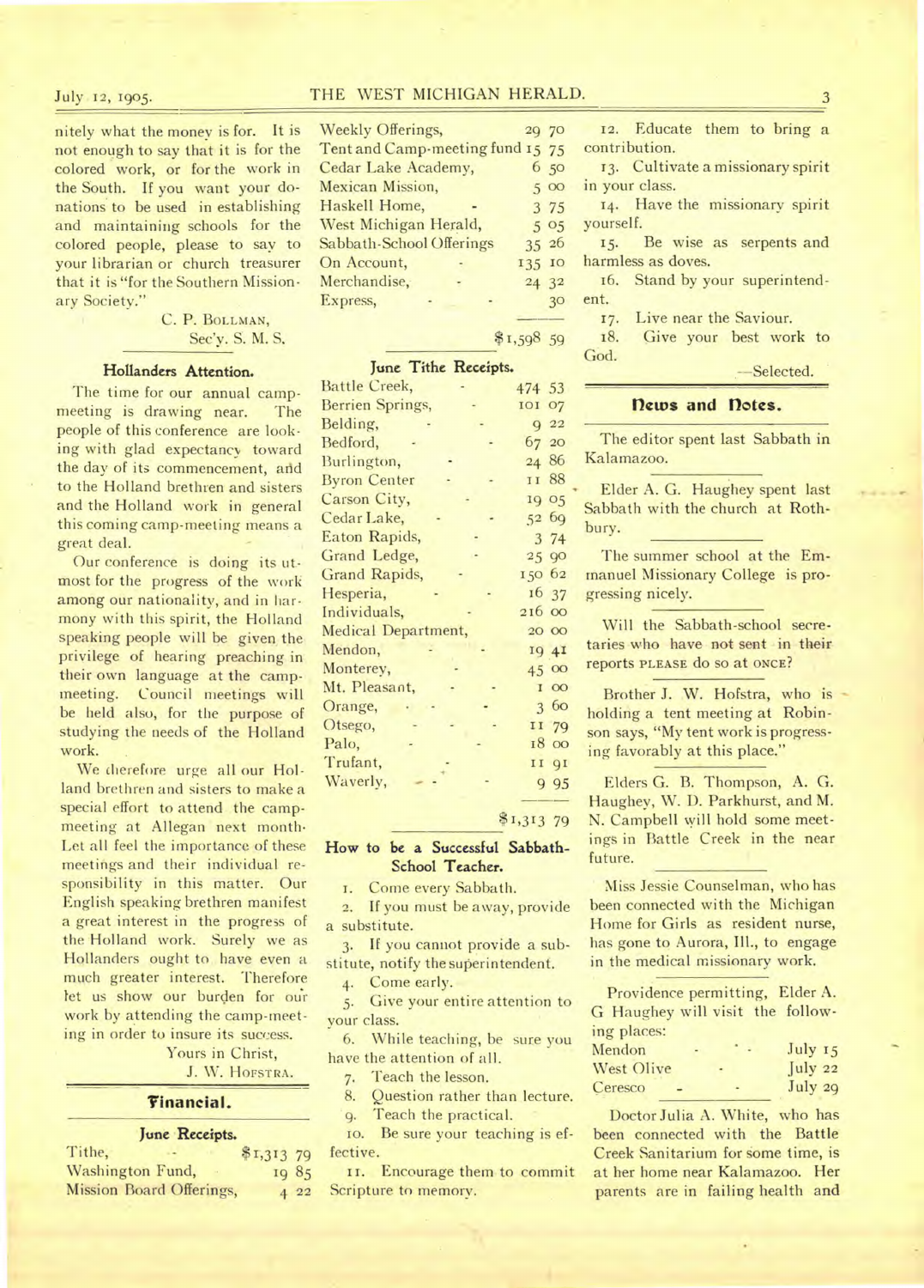nitely what the money is for. It is not enough to say that it is for the colored work, or for the work in the South. If you want your donations to be used in establishing and maintaining schools for the colored people, please to say to your librarian or church treasurer that it is "for the Southern Missionary Society."

C. P. BOLLMAN,
Sec'y. S. M. S.

### Hollanders Attention.

The time for our annual camp-meeting is drawing near. The people of this conference are looking with glad expectancy toward the day of its commencement, and to the Holland brethren and sisters and the Holland work in general this coming camp-meeting means a great deal.

Our conference is doing its utmost for the progress of the work among our nationality, and in harmony with this spirit, the Holland speaking people will be given the privilege of hearing preaching in their own language at the camp-meeting. Council meetings will be held also, for the purpose of studying the needs of the Holland work.

We therefore urge all our Holland brethren and sisters to make a special effort to attend the camp-meeting at Allegan next month. Let all feel the importance of these meetings and their individual responsibility in this matter. Our English speaking brethren manifest a great interest in the progress of the Holland work. Surely we as Hollanders ought to have even a much greater interest. Therefore let us show our burden for our work by attending the camp-meeting in order to insure its success.

Yours in Christ,
J. W. HOFSTRA.

## Financial.

### June Receipts.

| | |
|---|---|
| Tithe, | $1,313 79 |
| Washington Fund, | 19 85 |
| Mission Board Offerings, | 4 22 |
| Weekly Offerings, | 29 70 |
| Tent and Camp-meeting fund | 15 75 |
| Cedar Lake Academy, | 6 50 |
| Mexican Mission, | 5 00 |
| Haskell Home, | 3 75 |
| West Michigan Herald, | 5 05 |
| Sabbath-School Offerings | 35 26 |
| On Account, | 135 10 |
| Merchandise, | 24 32 |
| Express, | 30 |
| | $1,598 59 |

### June Tithe Receipts.

| | |
|---|---|
| Battle Creek, | 474 53 |
| Berrien Springs, | 101 07 |
| Belding, | 9 22 |
| Bedford, | 67 20 |
| Burlington, | 24 86 |
| Byron Center | 11 88 |
| Carson City, | 19 05 |
| Cedar Lake, | 52 69 |
| Eaton Rapids, | 3 74 |
| Grand Ledge, | 25 90 |
| Grand Rapids, | 150 62 |
| Hesperia, | 16 37 |
| Individuals, | 216 00 |
| Medical Department, | 20 00 |
| Mendon, | 19 41 |
| Monterey, | 45 00 |
| Mt. Pleasant, | 1 00 |
| Orange, | 3 60 |
| Otsego, | 11 79 |
| Palo, | 18 00 |
| Trufant, | 11 91 |
| Waverly, | 9 95 |
| | $1,313 79 |

### How to be a Successful Sabbath-School Teacher.

1. Come every Sabbath.
2. If you must be away, provide a substitute.
3. If you cannot provide a substitute, notify the superintendent.
4. Come early.
5. Give your entire attention to your class.
6. While teaching, be sure you have the attention of all.
7. Teach the lesson.
8. Question rather than lecture.
9. Teach the practical.
10. Be sure your teaching is effective.
11. Encourage them to commit Scripture to memory.
12. Educate them to bring a contribution.
13. Cultivate a missionary spirit in your class.
14. Have the missionary spirit yourself.
15. Be wise as serpents and harmless as doves.
16. Stand by your superintendent.
17. Live near the Saviour.
18. Give your best work to God.

—Selected.

## News and Notes.

The editor spent last Sabbath in Kalamazoo.

Elder A. G. Haughey spent last Sabbath with the church at Rothbury.

The summer school at the Emmanuel Missionary College is progressing nicely.

Will the Sabbath-school secretaries who have not sent in their reports PLEASE do so at ONCE?

Brother J. W. Hofstra, who is holding a tent meeting at Robinson says, "My tent work is progressing favorably at this place."

Elders G. B. Thompson, A. G. Haughey, W. D. Parkhurst, and M. N. Campbell will hold some meetings in Battle Creek in the near future.

Miss Jessie Counselman, who has been connected with the Michigan Home for Girls as resident nurse, has gone to Aurora, Ill., to engage in the medical missionary work.

Providence permitting, Elder A. G Haughey will visit the following places:

| | |
|---|---|
| Mendon | July 15 |
| West Olive | July 22 |
| Ceresco | July 29 |

Doctor Julia A. White, who has been connected with the Battle Creek Sanitarium for some time, is at her home near Kalamazoo. Her parents are in failing health and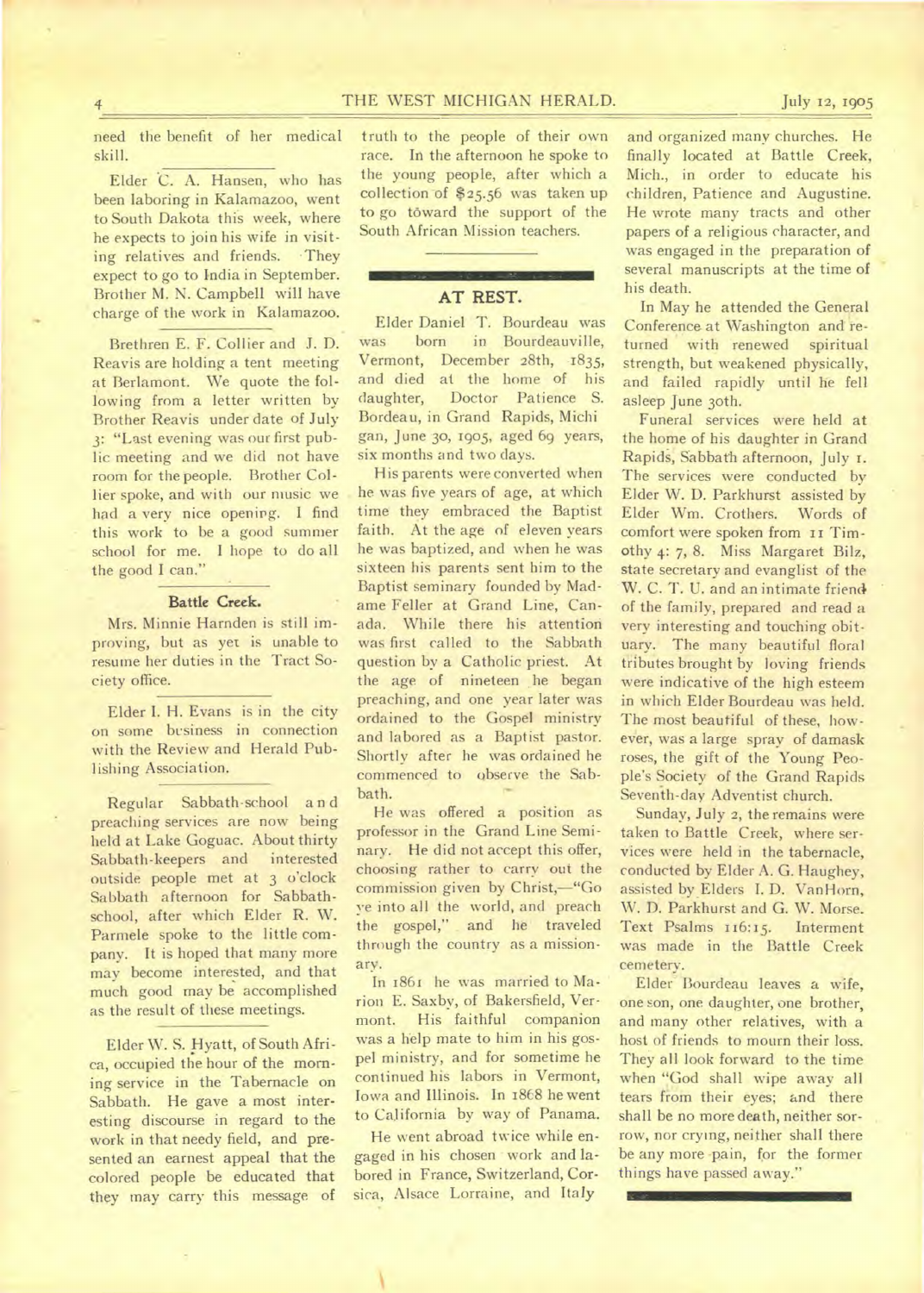need the benefit of her medical skill.

Elder C. A. Hansen, who has been laboring in Kalamazoo, went to South Dakota this week, where he expects to join his wife in visiting relatives and friends. They expect to go to India in September. Brother M. N. Campbell will have charge of the work in Kalamazoo.

Brethren E. F. Collier and J. D. Reavis are holding a tent meeting at Berlamont. We quote the following from a letter written by Brother Reavis under date of July 3: "Last evening was our first public meeting and we did not have room for the people. Brother Collier spoke, and with our music we had a very nice opening. I find this work to be a good summer school for me. I hope to do all the good I can."

### Battle Creek.

Mrs. Minnie Harnden is still improving, but as yet is unable to resume her duties in the Tract Society office.

Elder I. H. Evans is in the city on some business in connection with the Review and Herald Publishing Association.

Regular Sabbath-school and preaching services are now being held at Lake Goguac. About thirty Sabbath-keepers and interested outside people met at 3 o'clock Sabbath afternoon for Sabbath-school, after which Elder R. W. Parmele spoke to the little company. It is hoped that many more may become interested, and that much good may be accomplished as the result of these meetings.

Elder W. S. Hyatt, of South Africa, occupied the hour of the morning service in the Tabernacle on Sabbath. He gave a most interesting discourse in regard to the work in that needy field, and presented an earnest appeal that the colored people be educated that they may carry this message of truth to the people of their own race. In the afternoon he spoke to the young people, after which a collection of $25.56 was taken up to go toward the support of the South African Mission teachers.

## AT REST.

Elder Daniel T. Bourdeau was born in Bourdeauville, Vermont, December 28th, 1835, and died at the home of his daughter, Doctor Patience S. Bordeau, in Grand Rapids, Michigan, June 30, 1905, aged 69 years, six months and two days.

His parents were converted when he was five years of age, at which time they embraced the Baptist faith. At the age of eleven years he was baptized, and when he was sixteen his parents sent him to the Baptist seminary founded by Madame Feller at Grand Line, Canada. While there his attention was first called to the Sabbath question by a Catholic priest. At the age of nineteen he began preaching, and one year later was ordained to the Gospel ministry and labored as a Baptist pastor. Shortly after he was ordained he commenced to observe the Sabbath.

He was offered a position as professor in the Grand Line Seminary. He did not accept this offer, choosing rather to carry out the commission given by Christ,—"Go ye into all the world, and preach the gospel," and he traveled through the country as a missionary.

In 1861 he was married to Marion E. Saxby, of Bakersfield, Vermont. His faithful companion was a help mate to him in his gospel ministry, and for sometime he continued his labors in Vermont, Iowa and Illinois. In 1868 he went to California by way of Panama.

He went abroad twice while engaged in his chosen work and labored in France, Switzerland, Corsica, Alsace Lorraine, and Italy and organized many churches. He finally located at Battle Creek, Mich., in order to educate his children, Patience and Augustine. He wrote many tracts and other papers of a religious character, and was engaged in the preparation of several manuscripts at the time of his death.

In May he attended the General Conference at Washington and returned with renewed spiritual strength, but weakened physically, and failed rapidly until he fell asleep June 30th.

Funeral services were held at the home of his daughter in Grand Rapids, Sabbath afternoon, July 1. The services were conducted by Elder W. D. Parkhurst assisted by Elder Wm. Crothers. Words of comfort were spoken from II Timothy 4: 7, 8. Miss Margaret Bilz, state secretary and evanglist of the W. C. T. U. and an intimate friend of the family, prepared and read a very interesting and touching obituary. The many beautiful floral tributes brought by loving friends were indicative of the high esteem in which Elder Bourdeau was held. The most beautiful of these, however, was a large spray of damask roses, the gift of the Young People's Society of the Grand Rapids Seventh-day Adventist church.

Sunday, July 2, the remains were taken to Battle Creek, where services were held in the tabernacle, conducted by Elder A. G. Haughey, assisted by Elders I. D. VanHorn, W. D. Parkhurst and G. W. Morse. Text Psalms 116:15. Interment was made in the Battle Creek cemetery.

Elder Bourdeau leaves a wife, one son, one daughter, one brother, and many other relatives, with a host of friends to mourn their loss. They all look forward to the time when "God shall wipe away all tears from their eyes; and there shall be no more death, neither sorrow, nor crying, neither shall there be any more pain, for the former things have passed away."